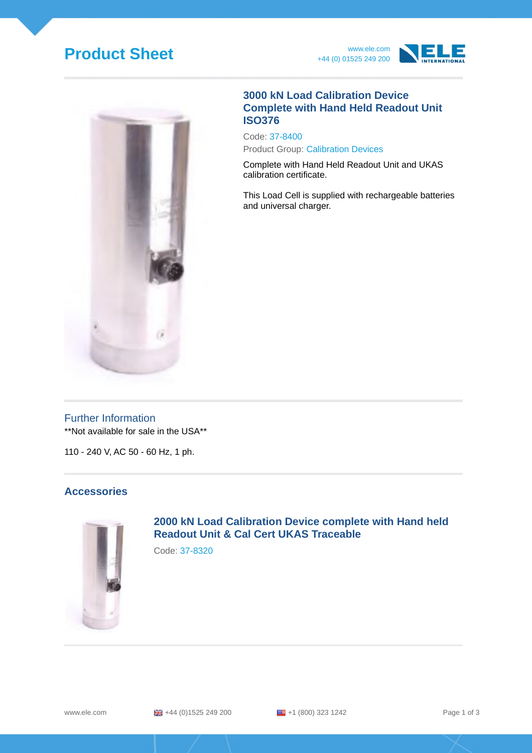# Product Sheet

www.ele.com
+44 (0) 01525 249 200

## 3000 kN Load Calibration Device Complete with Hand Held Readout Unit ISO376

Code: 37-8400

Product Group: Calibration Devices

Complete with Hand Held Readout Unit and UKAS calibration certificate.

This Load Cell is supplied with rechargeable batteries and universal charger.

## Further Information

**Not available for sale in the USA**

110 - 240 V, AC 50 - 60 Hz, 1 ph.

## Accessories

### 2000 kN Load Calibration Device complete with Hand held Readout Unit & Cal Cert UKAS Traceable

Code: 37-8320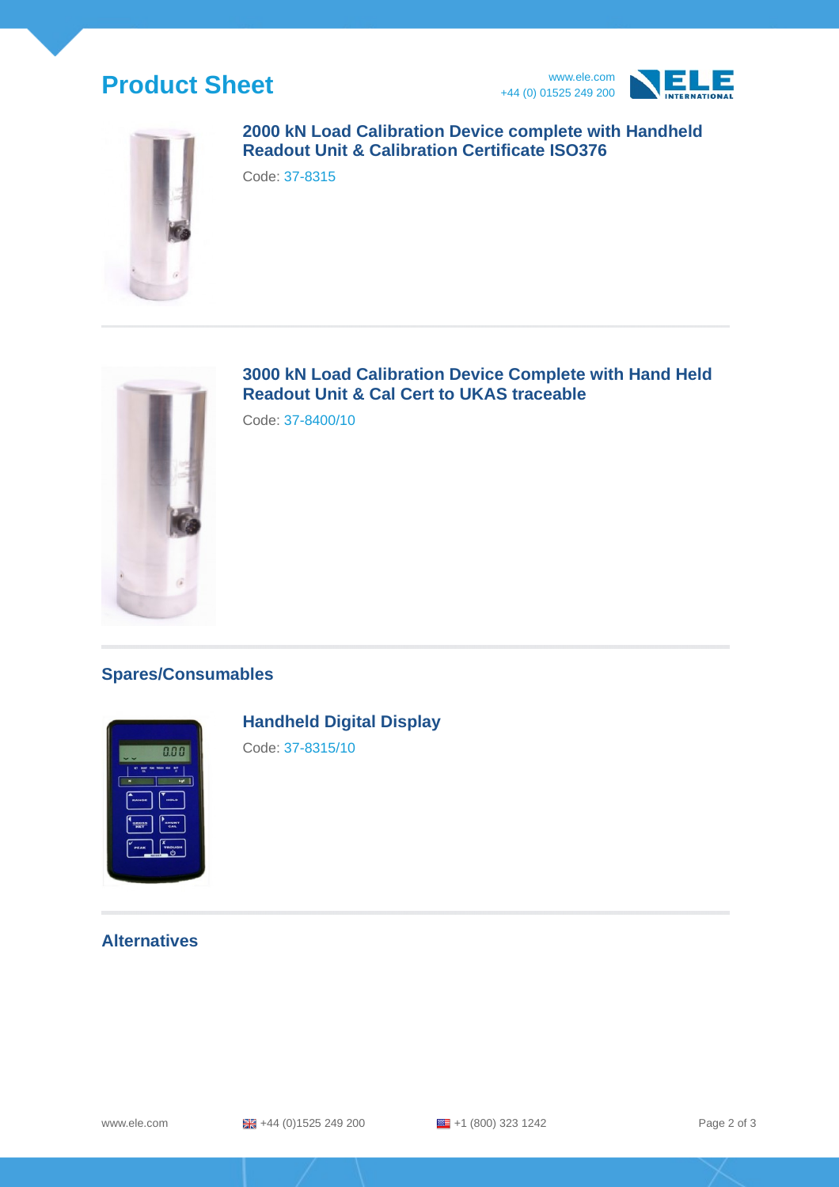## 2000 kN Load Calibration Device complete with Handheld Readout Unit & Calibration Certificate ISO376

Code: 37-8315

## 3000 kN Load Calibration Device Complete with Hand Held Readout Unit & Cal Cert to UKAS traceable

Code: 37-8400/10

## Spares/Consumables

### Handheld Digital Display

Code: 37-8315/10

## Alternatives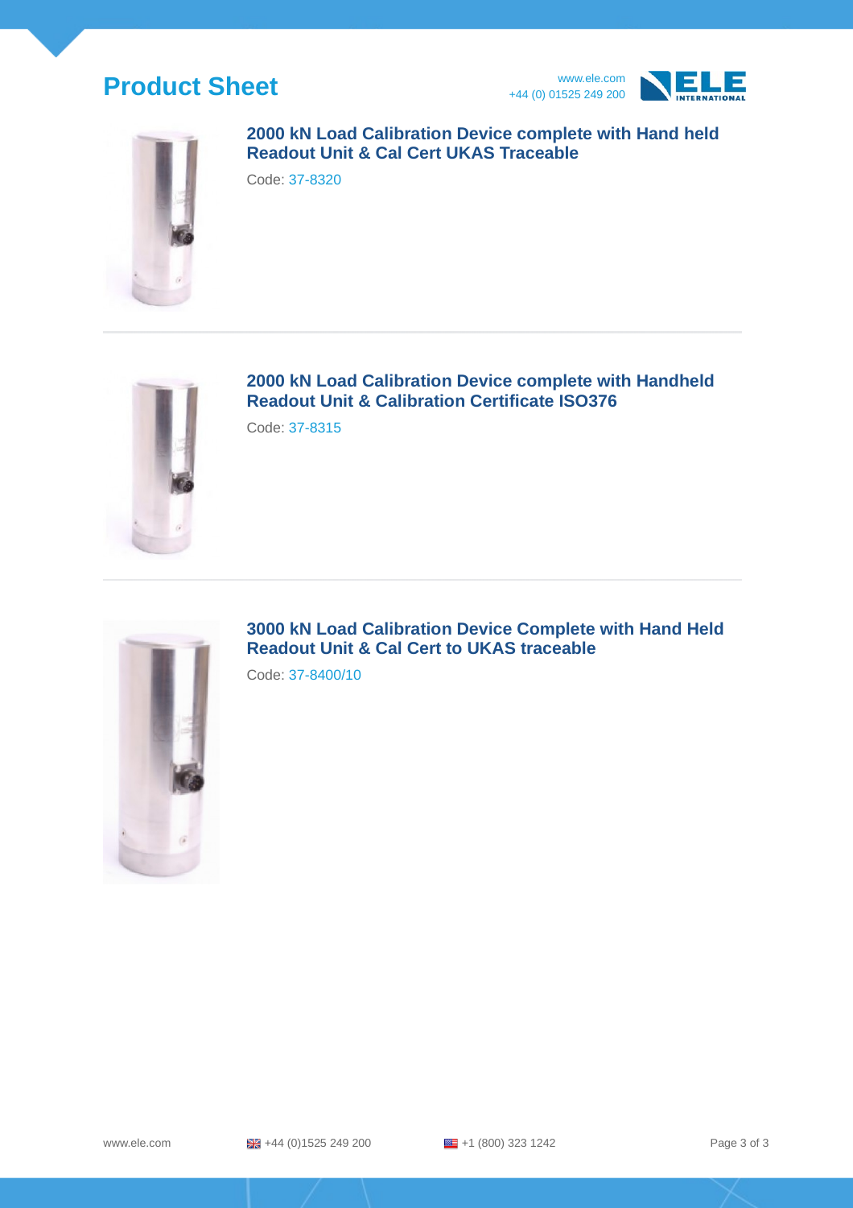# Product Sheet

## 2000 kN Load Calibration Device complete with Hand held Readout Unit & Cal Cert UKAS Traceable

Code: 37-8320

## 2000 kN Load Calibration Device complete with Handheld Readout Unit & Calibration Certificate ISO376

Code: 37-8315

## 3000 kN Load Calibration Device Complete with Hand Held Readout Unit & Cal Cert to UKAS traceable

Code: 37-8400/10